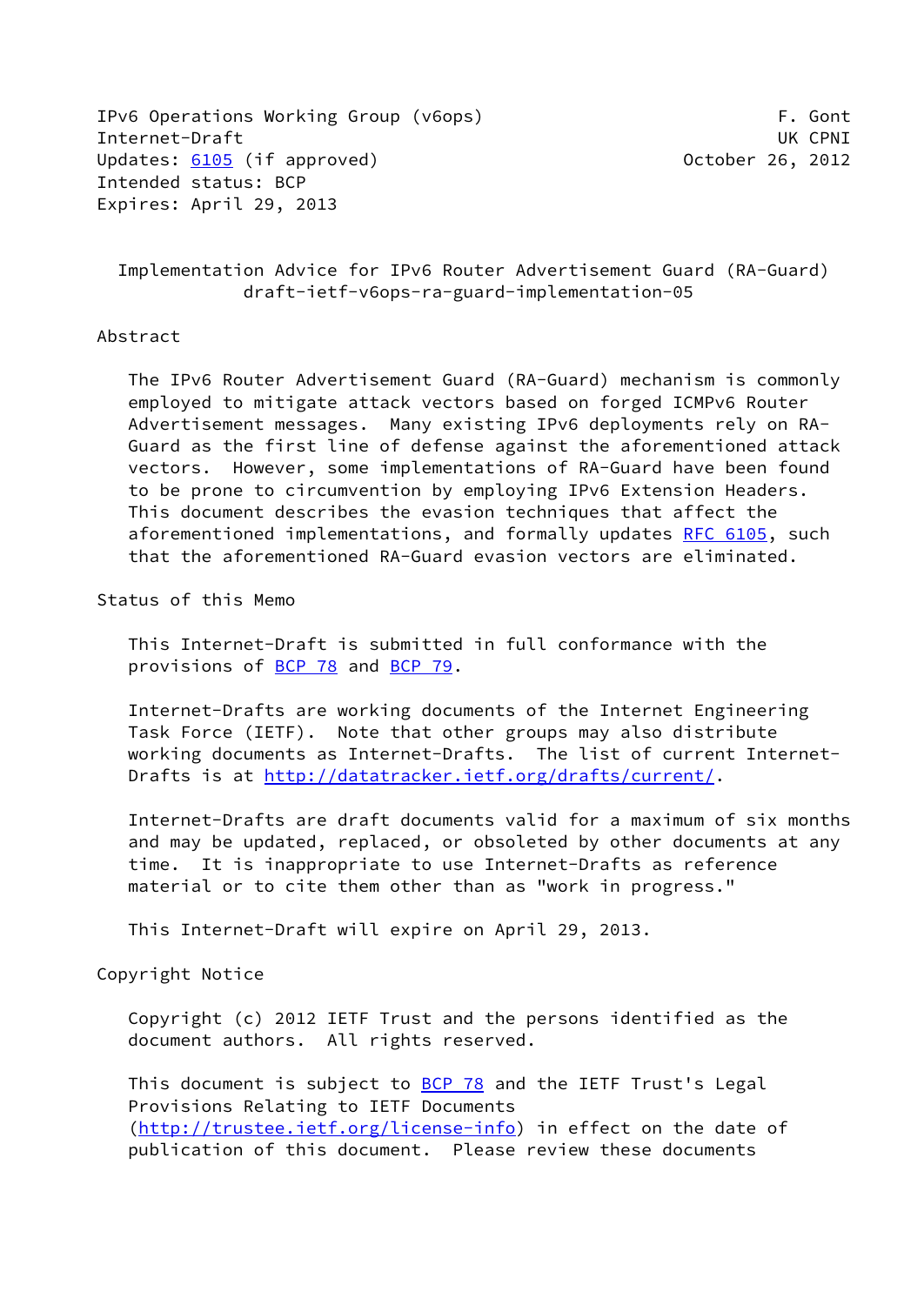IPv6 Operations Working Group (v6ops) F. Gont
Internet-Draft UK CPNI
Updates: 6105 (if approved) October 26, 2012
Intended status: BCP
Expires: April 29, 2013

# Implementation Advice for IPv6 Router Advertisement Guard (RA-Guard)
## draft-ietf-v6ops-ra-guard-implementation-05

## Abstract

The IPv6 Router Advertisement Guard (RA-Guard) mechanism is commonly employed to mitigate attack vectors based on forged ICMPv6 Router Advertisement messages. Many existing IPv6 deployments rely on RA-Guard as the first line of defense against the aforementioned attack vectors. However, some implementations of RA-Guard have been found to be prone to circumvention by employing IPv6 Extension Headers. This document describes the evasion techniques that affect the aforementioned implementations, and formally updates RFC 6105, such that the aforementioned RA-Guard evasion vectors are eliminated.

## Status of this Memo

This Internet-Draft is submitted in full conformance with the provisions of BCP 78 and BCP 79.

Internet-Drafts are working documents of the Internet Engineering Task Force (IETF). Note that other groups may also distribute working documents as Internet-Drafts. The list of current Internet-Drafts is at http://datatracker.ietf.org/drafts/current/.

Internet-Drafts are draft documents valid for a maximum of six months and may be updated, replaced, or obsoleted by other documents at any time. It is inappropriate to use Internet-Drafts as reference material or to cite them other than as "work in progress."

This Internet-Draft will expire on April 29, 2013.

## Copyright Notice

Copyright (c) 2012 IETF Trust and the persons identified as the document authors. All rights reserved.

This document is subject to BCP 78 and the IETF Trust's Legal Provisions Relating to IETF Documents (http://trustee.ietf.org/license-info) in effect on the date of publication of this document. Please review these documents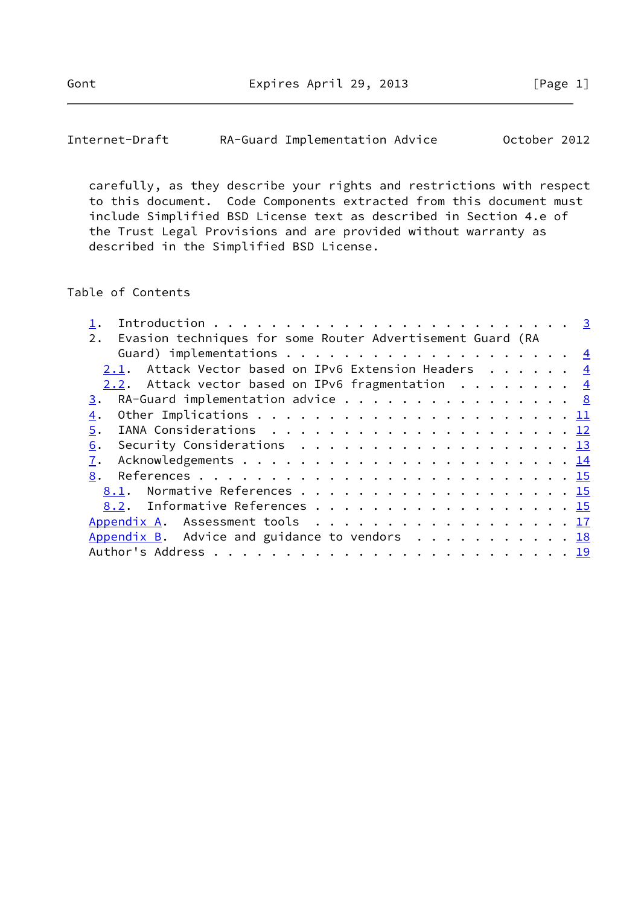carefully, as they describe your rights and restrictions with respect to this document. Code Components extracted from this document must include Simplified BSD License text as described in Section 4.e of the Trust Legal Provisions and are provided without warranty as described in the Simplified BSD License.

## Table of Contents

```
   1.  Introduction . . . . . . . . . . . . . . . . . . . . . . . .   3
   2.  Evasion techniques for some Router Advertisement Guard (RA
       Guard) implementations . . . . . . . . . . . . . . . . . . .   4
     2.1.  Attack Vector based on IPv6 Extension Headers  . . . . . .   4
     2.2.  Attack vector based on IPv6 fragmentation  . . . . . . . .   4
   3.  RA-Guard implementation advice . . . . . . . . . . . . . . . .   8
   4.  Other Implications . . . . . . . . . . . . . . . . . . . . . .  11
   5.  IANA Considerations  . . . . . . . . . . . . . . . . . . . . .  12
   6.  Security Considerations  . . . . . . . . . . . . . . . . . . .  13
   7.  Acknowledgements . . . . . . . . . . . . . . . . . . . . . . .  14
   8.  References . . . . . . . . . . . . . . . . . . . . . . . . . .  15
     8.1.  Normative References . . . . . . . . . . . . . . . . . . .  15
     8.2.  Informative References . . . . . . . . . . . . . . . . . .  15
   Appendix A.  Assessment tools  . . . . . . . . . . . . . . . . . .  17
   Appendix B.  Advice and guidance to vendors  . . . . . . . . . . .  18
   Author's Address . . . . . . . . . . . . . . . . . . . . . . . . .  19
```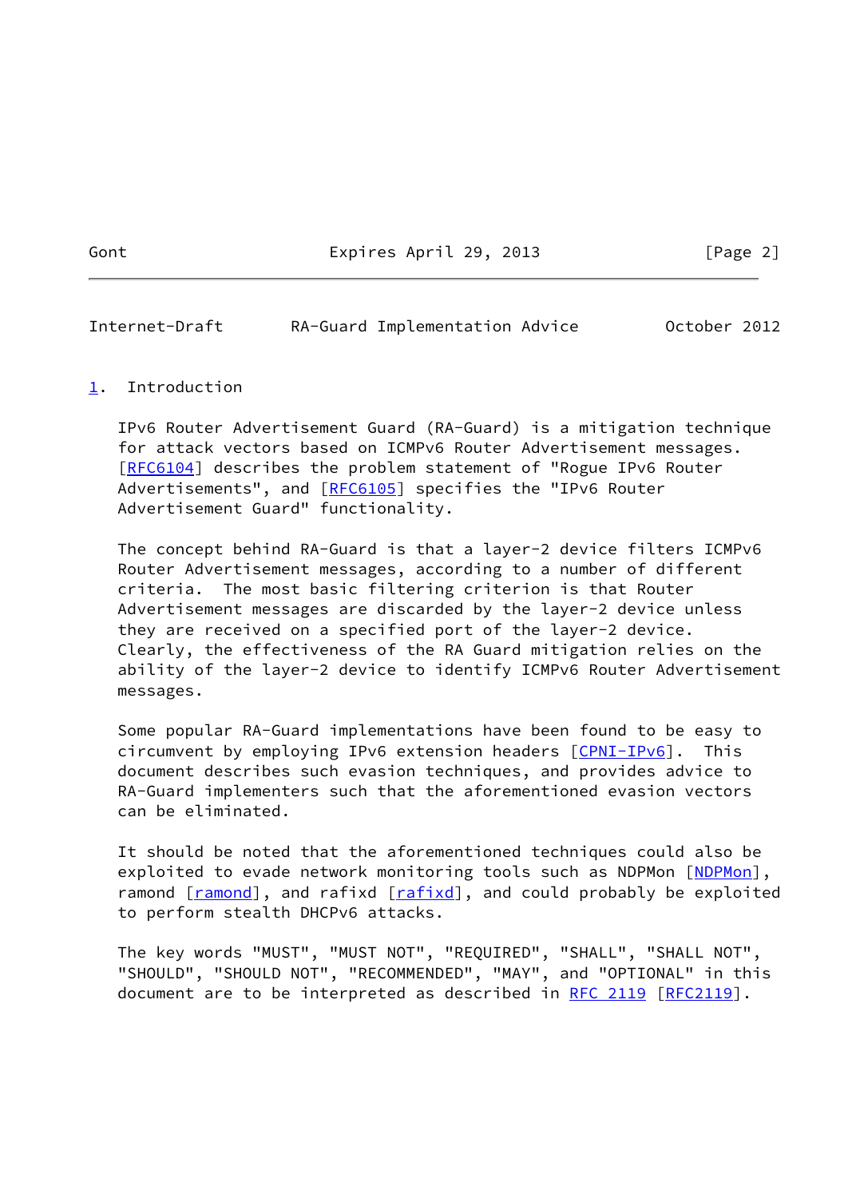## 1. Introduction

IPv6 Router Advertisement Guard (RA-Guard) is a mitigation technique for attack vectors based on ICMPv6 Router Advertisement messages. [RFC6104] describes the problem statement of "Rogue IPv6 Router Advertisements", and [RFC6105] specifies the "IPv6 Router Advertisement Guard" functionality.

The concept behind RA-Guard is that a layer-2 device filters ICMPv6 Router Advertisement messages, according to a number of different criteria. The most basic filtering criterion is that Router Advertisement messages are discarded by the layer-2 device unless they are received on a specified port of the layer-2 device. Clearly, the effectiveness of the RA Guard mitigation relies on the ability of the layer-2 device to identify ICMPv6 Router Advertisement messages.

Some popular RA-Guard implementations have been found to be easy to circumvent by employing IPv6 extension headers [CPNI-IPv6]. This document describes such evasion techniques, and provides advice to RA-Guard implementers such that the aforementioned evasion vectors can be eliminated.

It should be noted that the aforementioned techniques could also be exploited to evade network monitoring tools such as NDPMon [NDPMon], ramond [ramond], and rafixd [rafixd], and could probably be exploited to perform stealth DHCPv6 attacks.

The key words "MUST", "MUST NOT", "REQUIRED", "SHALL", "SHALL NOT", "SHOULD", "SHOULD NOT", "RECOMMENDED", "MAY", and "OPTIONAL" in this document are to be interpreted as described in RFC 2119 [RFC2119].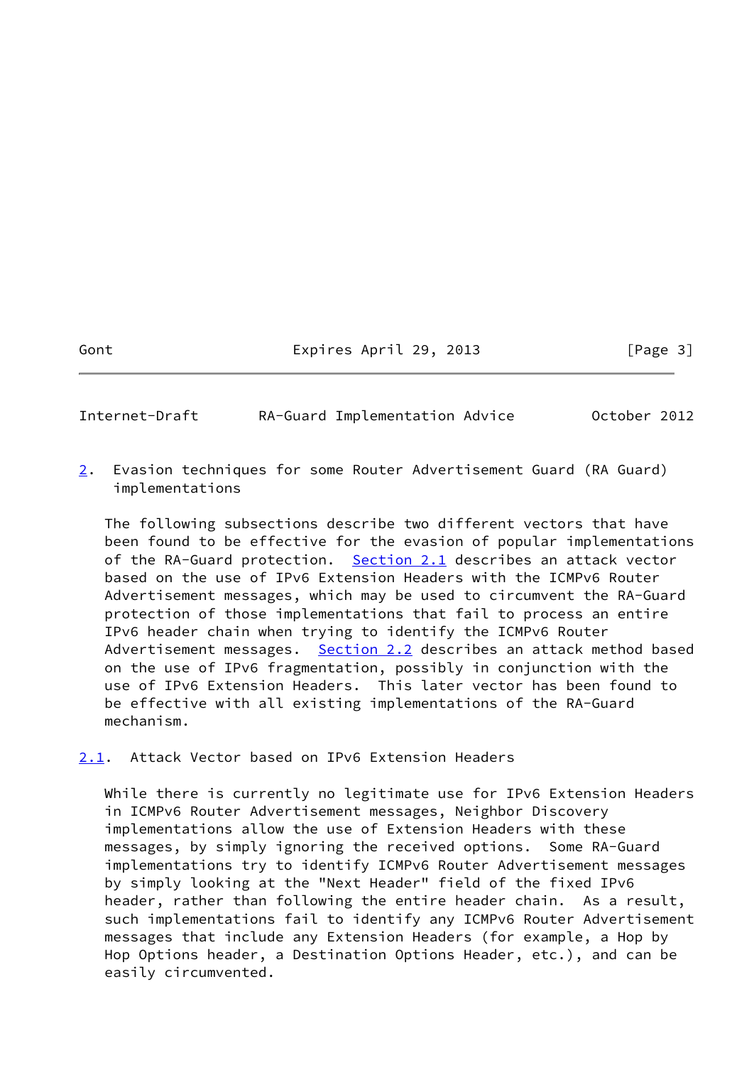## 2. Evasion techniques for some Router Advertisement Guard (RA Guard) implementations

The following subsections describe two different vectors that have been found to be effective for the evasion of popular implementations of the RA-Guard protection. Section 2.1 describes an attack vector based on the use of IPv6 Extension Headers with the ICMPv6 Router Advertisement messages, which may be used to circumvent the RA-Guard protection of those implementations that fail to process an entire IPv6 header chain when trying to identify the ICMPv6 Router Advertisement messages. Section 2.2 describes an attack method based on the use of IPv6 fragmentation, possibly in conjunction with the use of IPv6 Extension Headers. This later vector has been found to be effective with all existing implementations of the RA-Guard mechanism.

### 2.1. Attack Vector based on IPv6 Extension Headers

While there is currently no legitimate use for IPv6 Extension Headers in ICMPv6 Router Advertisement messages, Neighbor Discovery implementations allow the use of Extension Headers with these messages, by simply ignoring the received options. Some RA-Guard implementations try to identify ICMPv6 Router Advertisement messages by simply looking at the "Next Header" field of the fixed IPv6 header, rather than following the entire header chain. As a result, such implementations fail to identify any ICMPv6 Router Advertisement messages that include any Extension Headers (for example, a Hop by Hop Options header, a Destination Options Header, etc.), and can be easily circumvented.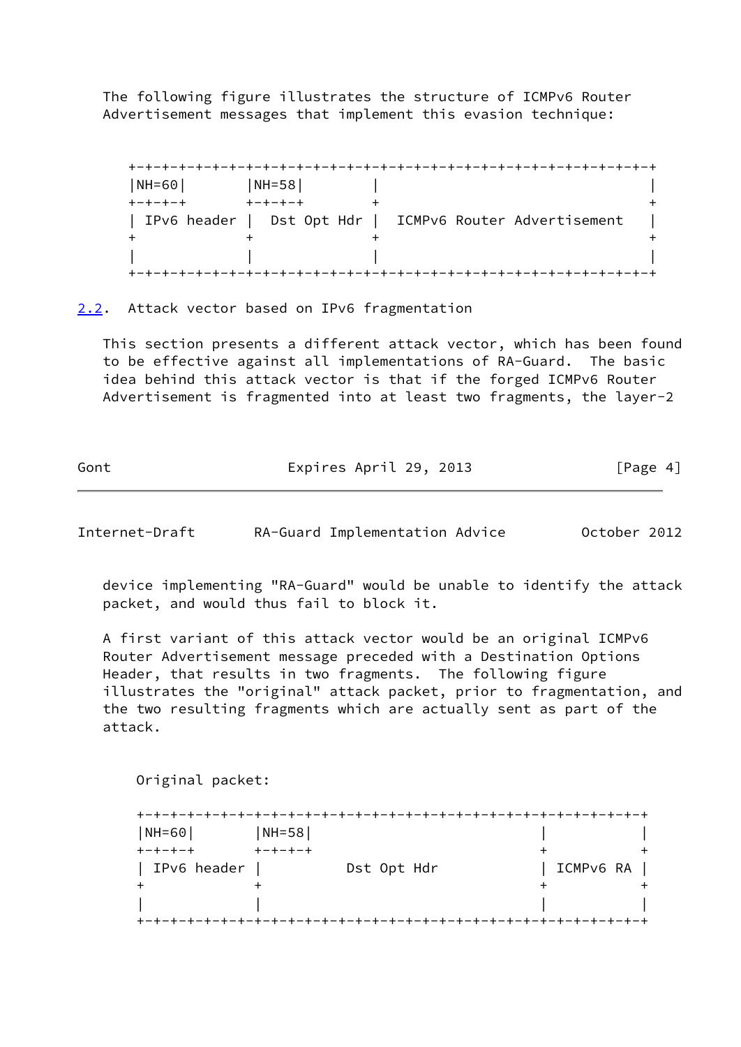The following figure illustrates the structure of ICMPv6 Router Advertisement messages that implement this evasion technique:

```
+-+-+-+-+-+-+-+-+-+-+-+-+-+-+-+-+-+-+-+-+-+-+-+-+-+-+-+-+-+-+-+-+-+-+-+
|NH=60|       |NH=58|        |                                      |
+-+-+-+       +-+-+-+        +                                      +
| IPv6 header |  Dst Opt Hdr |  ICMPv6 Router Advertisement         |
+             +              +                                      +
|             |              |                                      |
+-+-+-+-+-+-+-+-+-+-+-+-+-+-+-+-+-+-+-+-+-+-+-+-+-+-+-+-+-+-+-+-+-+-+-+
```

## 2.2. Attack vector based on IPv6 fragmentation

This section presents a different attack vector, which has been found to be effective against all implementations of RA-Guard. The basic idea behind this attack vector is that if the forged ICMPv6 Router Advertisement is fragmented into at least two fragments, the layer-2 device implementing "RA-Guard" would be unable to identify the attack packet, and would thus fail to block it.

A first variant of this attack vector would be an original ICMPv6 Router Advertisement message preceded with a Destination Options Header, that results in two fragments. The following figure illustrates the "original" attack packet, prior to fragmentation, and the two resulting fragments which are actually sent as part of the attack.

Original packet:

```
+-+-+-+-+-+-+-+-+-+-+-+-+-+-+-+-+-+-+-+-+-+-+-+-+-+-+-+-+-+-+-+-+-+-+-+
|NH=60|       |NH=58|                                 |           |
+-+-+-+       +-+-+-+                                 +           +
| IPv6 header |           Dst Opt Hdr                 | ICMPv6 RA |
+             +                                       +           +
|             |                                       |           |
+-+-+-+-+-+-+-+-+-+-+-+-+-+-+-+-+-+-+-+-+-+-+-+-+-+-+-+-+-+-+-+-+-+-+-+
```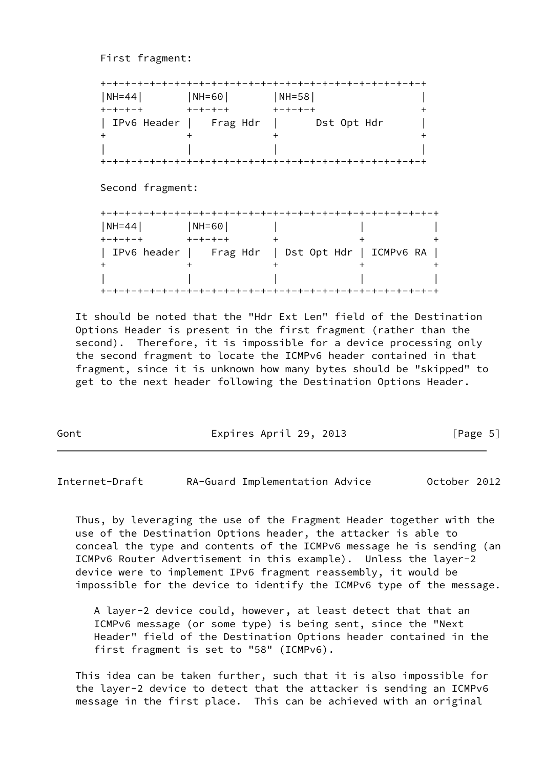First fragment:

```
+-+-+-+-+-+-+-+-+-+-+-+-+-+-+-+-+-+-+-+-+-+-+-+-+-+-+-+-+-+-+-+-+
|NH=44|       |NH=60|       |NH=58|                             |
+-+-+-+       +-+-+-+       +-+-+-+                             +
| IPv6 Header |   Frag Hdr  |         Dst Opt Hdr               |
+             +             +                                   +
|             |             |                                   |
+-+-+-+-+-+-+-+-+-+-+-+-+-+-+-+-+-+-+-+-+-+-+-+-+-+-+-+-+-+-+-+-+
```

Second fragment:

```
+-+-+-+-+-+-+-+-+-+-+-+-+-+-+-+-+-+-+-+-+-+-+-+-+-+-+-+-+-+-+-+-+-+
|NH=44|       |NH=60|       |             |             |           |
+-+-+-+       +-+-+-+       +             +             +           +
| IPv6 header |   Frag Hdr  | Dst Opt Hdr | ICMPv6 RA |
+             +             +             +             +           +
|             |             |             |             |           |
+-+-+-+-+-+-+-+-+-+-+-+-+-+-+-+-+-+-+-+-+-+-+-+-+-+-+-+-+-+-+-+-+-+
```

It should be noted that the "Hdr Ext Len" field of the Destination Options Header is present in the first fragment (rather than the second). Therefore, it is impossible for a device processing only the second fragment to locate the ICMPv6 header contained in that fragment, since it is unknown how many bytes should be "skipped" to get to the next header following the Destination Options Header.

Thus, by leveraging the use of the Fragment Header together with the use of the Destination Options header, the attacker is able to conceal the type and contents of the ICMPv6 message he is sending (an ICMPv6 Router Advertisement in this example). Unless the layer-2 device were to implement IPv6 fragment reassembly, it would be impossible for the device to identify the ICMPv6 type of the message.

> A layer-2 device could, however, at least detect that that an ICMPv6 message (or some type) is being sent, since the "Next Header" field of the Destination Options header contained in the first fragment is set to "58" (ICMPv6).

This idea can be taken further, such that it is also impossible for the layer-2 device to detect that the attacker is sending an ICMPv6 message in the first place. This can be achieved with an original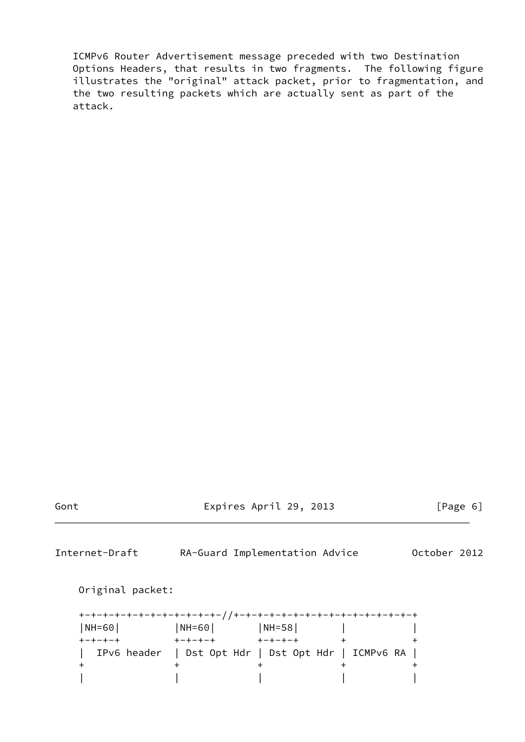ICMPv6 Router Advertisement message preceded with two Destination Options Headers, that results in two fragments.  The following figure illustrates the "original" attack packet, prior to fragmentation, and the two resulting packets which are actually sent as part of the attack.

Original packet:

```
+-+-+-+-+-+-+-+-+-+-+-+-//+-+-+-+-+-+-+-+-+-+-+-+-+-+-+-+
|NH=60|         |NH=60|       |NH=58|       |           |
+-+-+-+         +-+-+-+       +-+-+-+       +           +
|  IPv6 header  | Dst Opt Hdr | Dst Opt Hdr | ICMPv6 RA |
+               +             +             +           +
|               |             |             |           |
```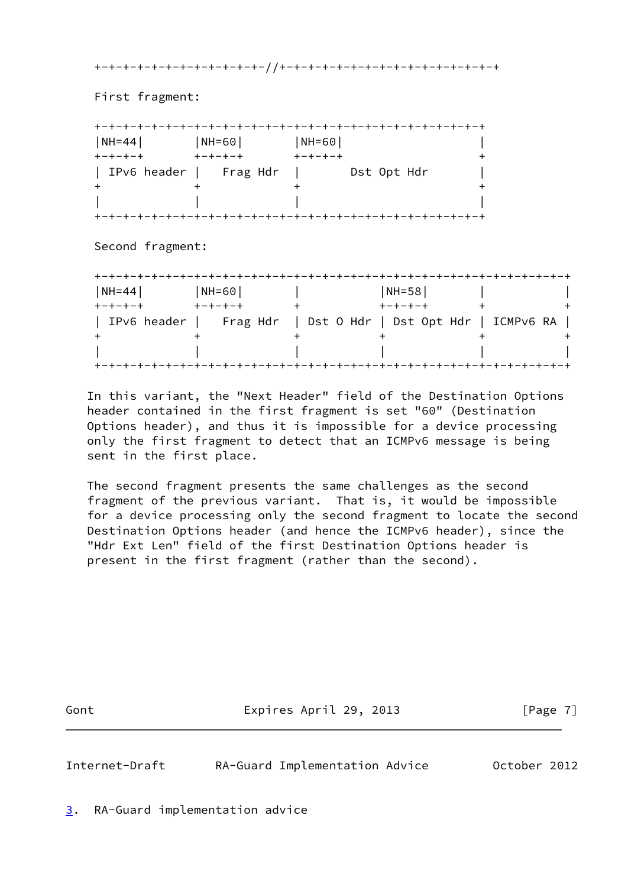```
+-+-+-+-+-+-+-+-+-+-+-+-//+-+-+-+-+-+-+-+-+-+-+-+-+-+-+
```

First fragment:

```
+-+-+-+-+-+-+-+-+-+-+-+-+-+-+-+-+-+-+-+-+-+-+-+-+-+-+-+-+-+-+-+-+-+
|NH=44|       |NH=60|       |NH=60|                    |
+-+-+-+       +-+-+-+       +-+-+-+                    +
| IPv6 header |   Frag Hdr  |       Dst Opt Hdr        |
+             +             +                          +
|             |             |                          |
+-+-+-+-+-+-+-+-+-+-+-+-+-+-+-+-+-+-+-+-+-+-+-+-+-+-+-+-+-+-+-+-+-+
```

Second fragment:

```
+-+-+-+-+-+-+-+-+-+-+-+-+-+-+-+-+-+-+-+-+-+-+-+-+-+-+-+-+-+-+-+-+-+-+-+-+-+-+-+-+-+
|NH=44|       |NH=60|       |           |NH=58|       |           |
+-+-+-+       +-+-+-+       +           +-+-+-+       +           +
| IPv6 header |   Frag Hdr  | Dst O Hdr | Dst Opt Hdr | ICMPv6 RA |
+             +             +           +             +           +
|             |             |           |             |           |
+-+-+-+-+-+-+-+-+-+-+-+-+-+-+-+-+-+-+-+-+-+-+-+-+-+-+-+-+-+-+-+-+-+-+-+-+-+-+-+-+-+
```

In this variant, the "Next Header" field of the Destination Options header contained in the first fragment is set "60" (Destination Options header), and thus it is impossible for a device processing only the first fragment to detect that an ICMPv6 message is being sent in the first place.

The second fragment presents the same challenges as the second fragment of the previous variant. That is, it would be impossible for a device processing only the second fragment to locate the second Destination Options header (and hence the ICMPv6 header), since the "Hdr Ext Len" field of the first Destination Options header is present in the first fragment (rather than the second).

## 3. RA-Guard implementation advice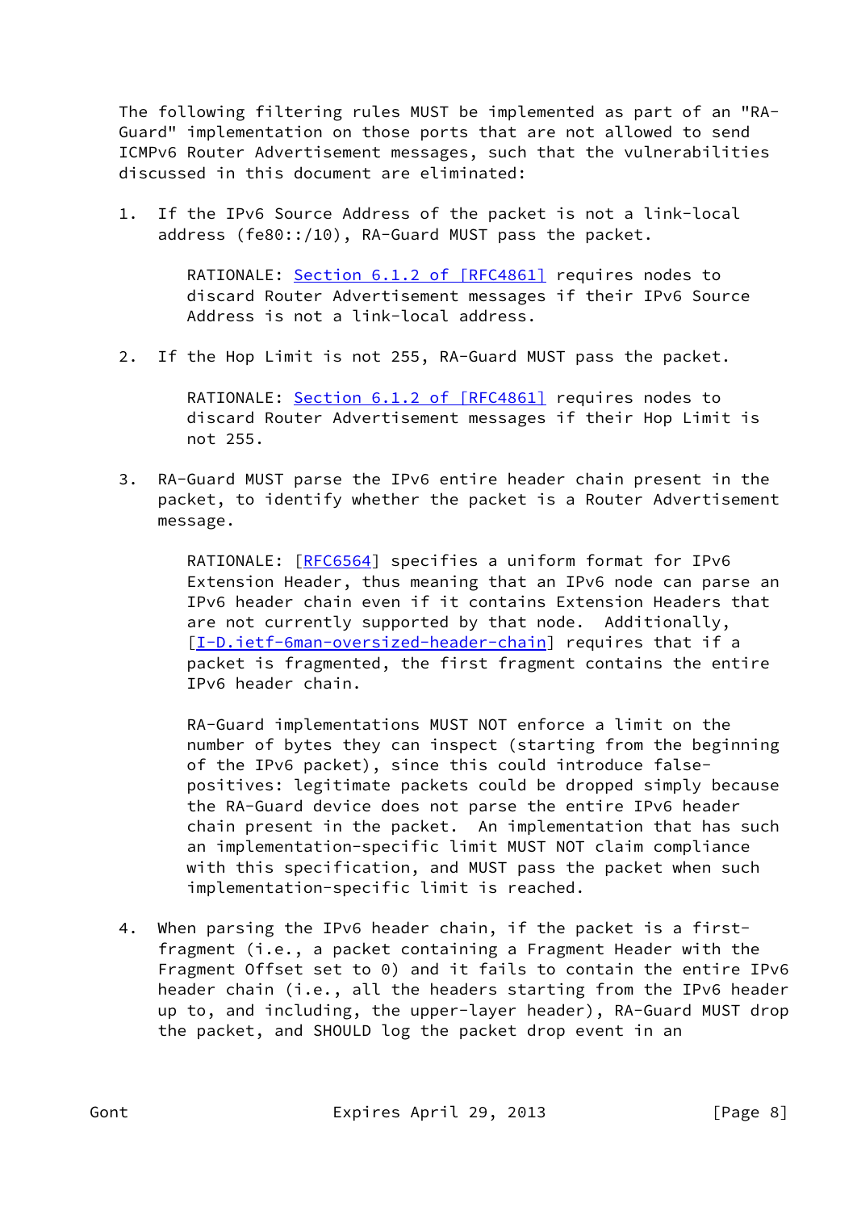The following filtering rules MUST be implemented as part of an "RA-Guard" implementation on those ports that are not allowed to send ICMPv6 Router Advertisement messages, such that the vulnerabilities discussed in this document are eliminated:

1. If the IPv6 Source Address of the packet is not a link-local address (fe80::/10), RA-Guard MUST pass the packet.

   RATIONALE: Section 6.1.2 of [RFC4861] requires nodes to discard Router Advertisement messages if their IPv6 Source Address is not a link-local address.

2. If the Hop Limit is not 255, RA-Guard MUST pass the packet.

   RATIONALE: Section 6.1.2 of [RFC4861] requires nodes to discard Router Advertisement messages if their Hop Limit is not 255.

3. RA-Guard MUST parse the IPv6 entire header chain present in the packet, to identify whether the packet is a Router Advertisement message.

   RATIONALE: [RFC6564] specifies a uniform format for IPv6 Extension Header, thus meaning that an IPv6 node can parse an IPv6 header chain even if it contains Extension Headers that are not currently supported by that node. Additionally, [I-D.ietf-6man-oversized-header-chain] requires that if a packet is fragmented, the first fragment contains the entire IPv6 header chain.

   RA-Guard implementations MUST NOT enforce a limit on the number of bytes they can inspect (starting from the beginning of the IPv6 packet), since this could introduce false-positives: legitimate packets could be dropped simply because the RA-Guard device does not parse the entire IPv6 header chain present in the packet. An implementation that has such an implementation-specific limit MUST NOT claim compliance with this specification, and MUST pass the packet when such implementation-specific limit is reached.

4. When parsing the IPv6 header chain, if the packet is a first-fragment (i.e., a packet containing a Fragment Header with the Fragment Offset set to 0) and it fails to contain the entire IPv6 header chain (i.e., all the headers starting from the IPv6 header up to, and including, the upper-layer header), RA-Guard MUST drop the packet, and SHOULD log the packet drop event in an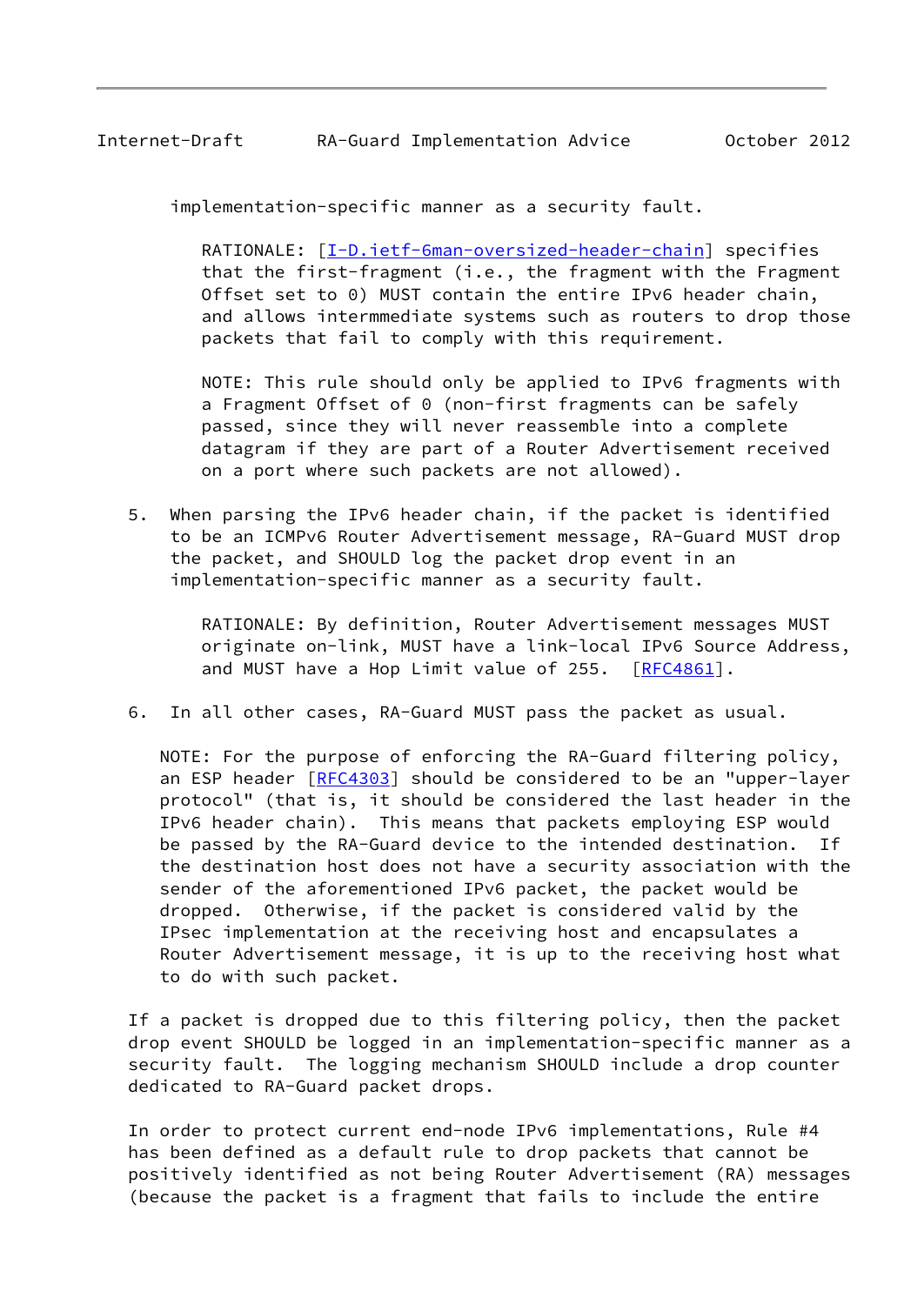implementation-specific manner as a security fault.

RATIONALE: [I-D.ietf-6man-oversized-header-chain] specifies that the first-fragment (i.e., the fragment with the Fragment Offset set to 0) MUST contain the entire IPv6 header chain, and allows intermmediate systems such as routers to drop those packets that fail to comply with this requirement.

NOTE: This rule should only be applied to IPv6 fragments with a Fragment Offset of 0 (non-first fragments can be safely passed, since they will never reassemble into a complete datagram if they are part of a Router Advertisement received on a port where such packets are not allowed).

5. When parsing the IPv6 header chain, if the packet is identified to be an ICMPv6 Router Advertisement message, RA-Guard MUST drop the packet, and SHOULD log the packet drop event in an implementation-specific manner as a security fault.

   RATIONALE: By definition, Router Advertisement messages MUST originate on-link, MUST have a link-local IPv6 Source Address, and MUST have a Hop Limit value of 255. [RFC4861].

6. In all other cases, RA-Guard MUST pass the packet as usual.

NOTE: For the purpose of enforcing the RA-Guard filtering policy, an ESP header [RFC4303] should be considered to be an "upper-layer protocol" (that is, it should be considered the last header in the IPv6 header chain). This means that packets employing ESP would be passed by the RA-Guard device to the intended destination. If the destination host does not have a security association with the sender of the aforementioned IPv6 packet, the packet would be dropped. Otherwise, if the packet is considered valid by the IPsec implementation at the receiving host and encapsulates a Router Advertisement message, it is up to the receiving host what to do with such packet.

If a packet is dropped due to this filtering policy, then the packet drop event SHOULD be logged in an implementation-specific manner as a security fault. The logging mechanism SHOULD include a drop counter dedicated to RA-Guard packet drops.

In order to protect current end-node IPv6 implementations, Rule #4 has been defined as a default rule to drop packets that cannot be positively identified as not being Router Advertisement (RA) messages (because the packet is a fragment that fails to include the entire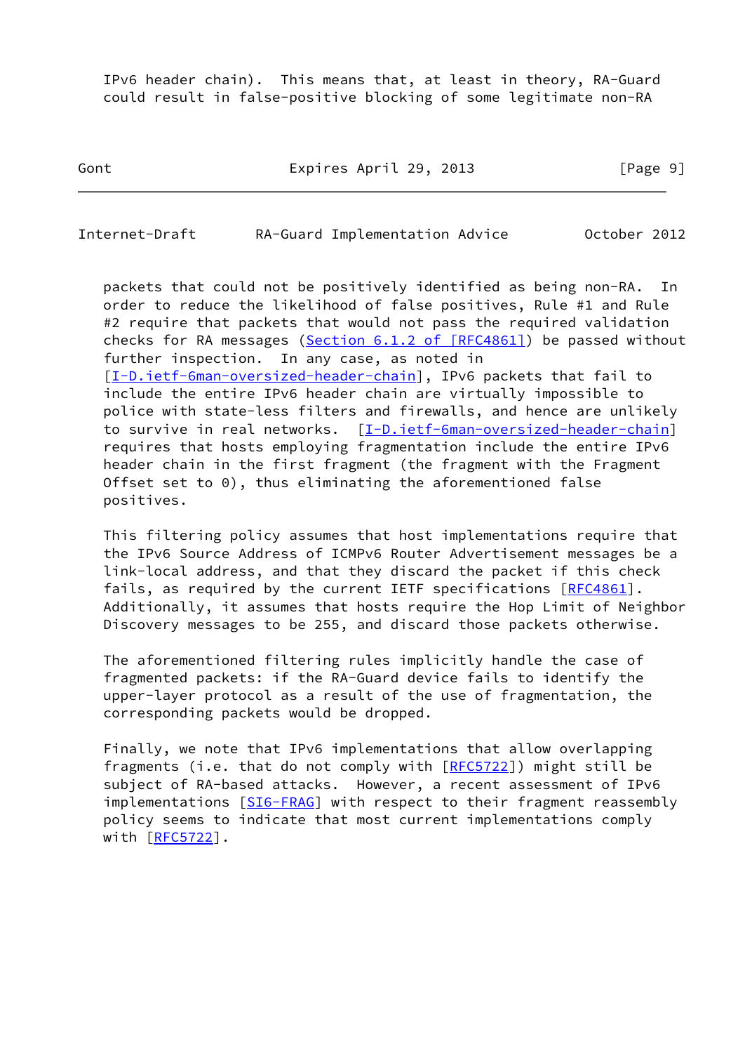IPv6 header chain). This means that, at least in theory, RA-Guard could result in false-positive blocking of some legitimate non-RA packets that could not be positively identified as being non-RA. In order to reduce the likelihood of false positives, Rule #1 and Rule #2 require that packets that would not pass the required validation checks for RA messages (Section 6.1.2 of [RFC4861]) be passed without further inspection. In any case, as noted in [I-D.ietf-6man-oversized-header-chain], IPv6 packets that fail to include the entire IPv6 header chain are virtually impossible to police with state-less filters and firewalls, and hence are unlikely to survive in real networks. [I-D.ietf-6man-oversized-header-chain] requires that hosts employing fragmentation include the entire IPv6 header chain in the first fragment (the fragment with the Fragment Offset set to 0), thus eliminating the aforementioned false positives.

This filtering policy assumes that host implementations require that the IPv6 Source Address of ICMPv6 Router Advertisement messages be a link-local address, and that they discard the packet if this check fails, as required by the current IETF specifications [RFC4861]. Additionally, it assumes that hosts require the Hop Limit of Neighbor Discovery messages to be 255, and discard those packets otherwise.

The aforementioned filtering rules implicitly handle the case of fragmented packets: if the RA-Guard device fails to identify the upper-layer protocol as a result of the use of fragmentation, the corresponding packets would be dropped.

Finally, we note that IPv6 implementations that allow overlapping fragments (i.e. that do not comply with [RFC5722]) might still be subject of RA-based attacks. However, a recent assessment of IPv6 implementations [SI6-FRAG] with respect to their fragment reassembly policy seems to indicate that most current implementations comply with [RFC5722].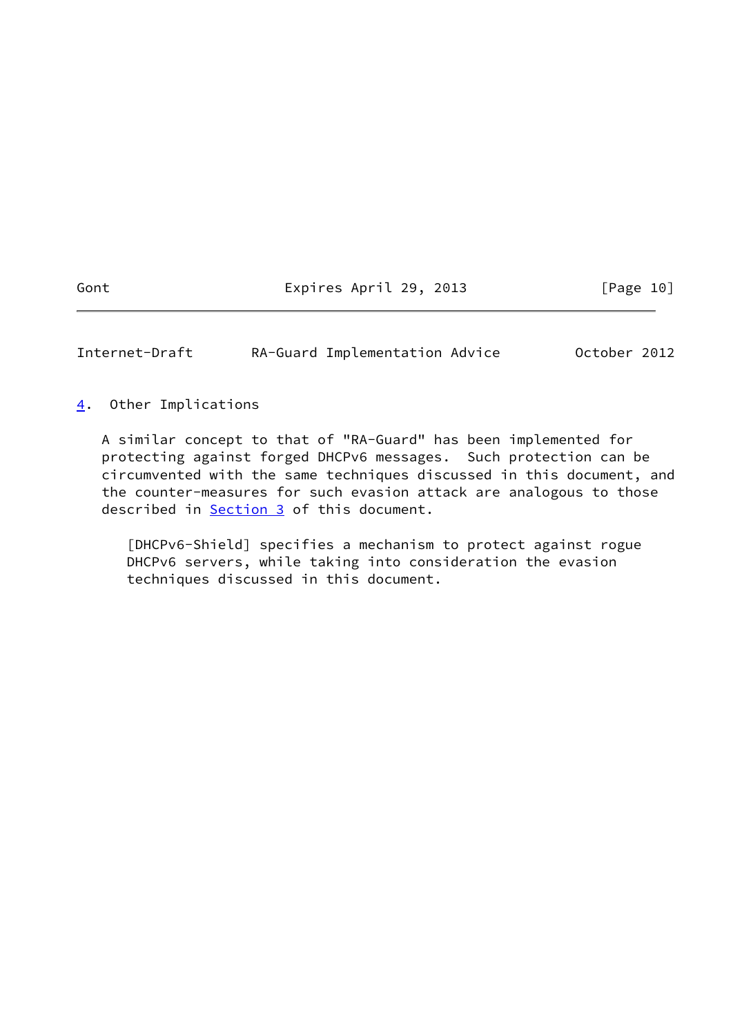## 4. Other Implications

A similar concept to that of "RA-Guard" has been implemented for protecting against forged DHCPv6 messages. Such protection can be circumvented with the same techniques discussed in this document, and the counter-measures for such evasion attack are analogous to those described in Section 3 of this document.

> [DHCPv6-Shield] specifies a mechanism to protect against rogue DHCPv6 servers, while taking into consideration the evasion techniques discussed in this document.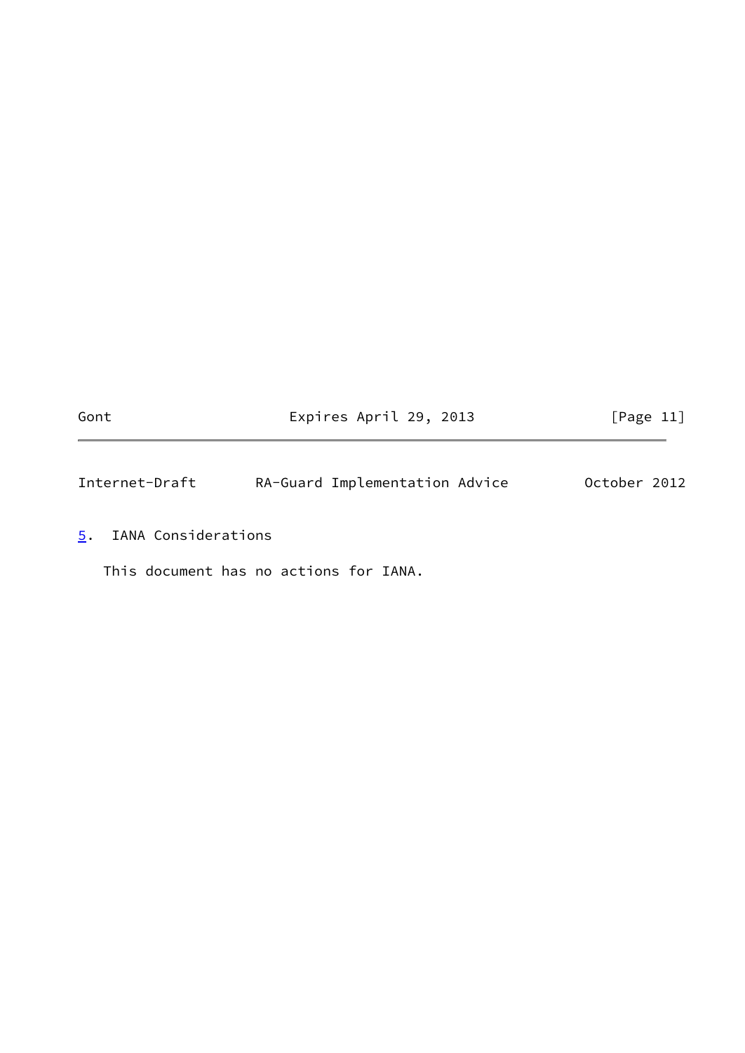## 5. IANA Considerations

This document has no actions for IANA.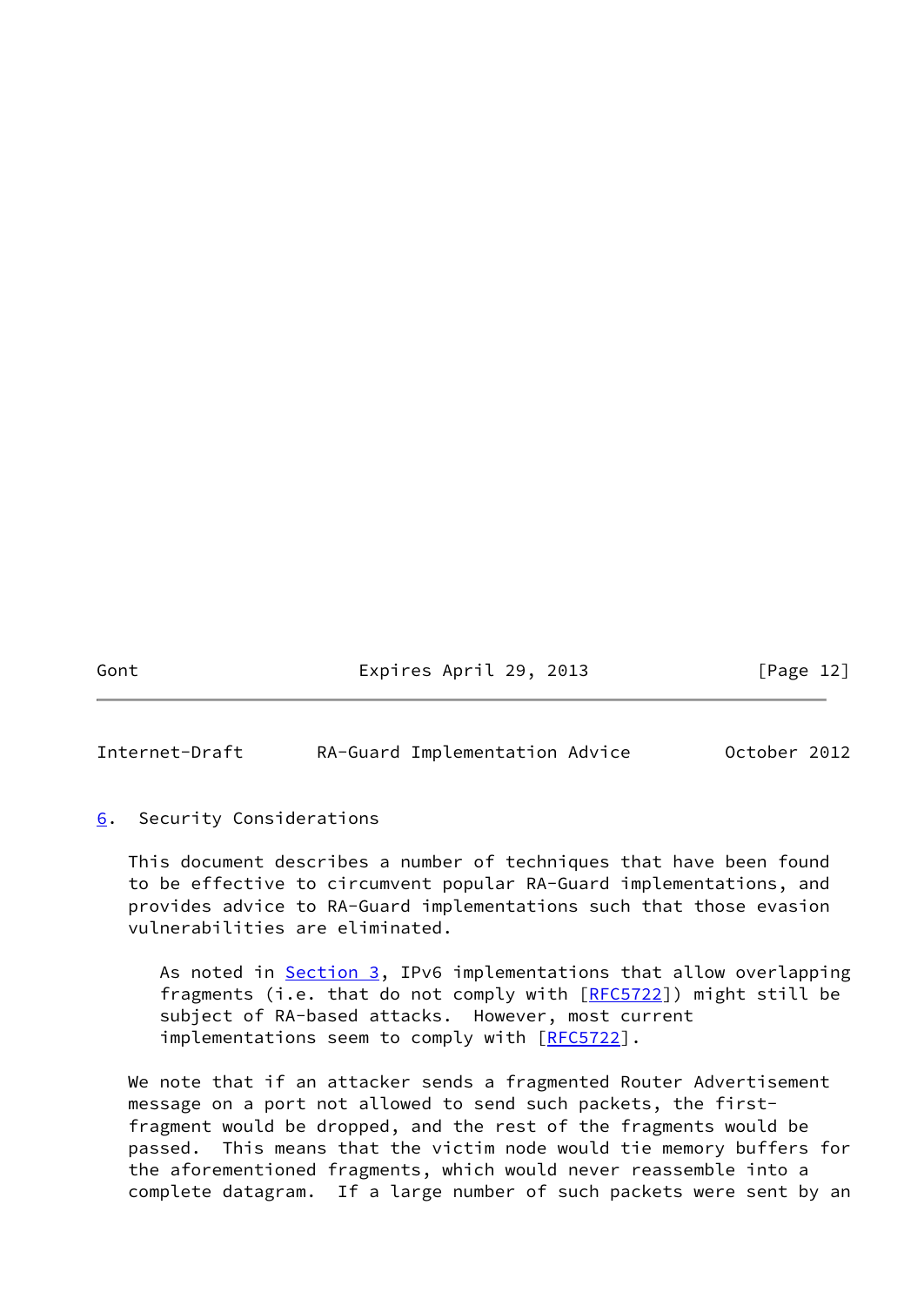## 6. Security Considerations

This document describes a number of techniques that have been found to be effective to circumvent popular RA-Guard implementations, and provides advice to RA-Guard implementations such that those evasion vulnerabilities are eliminated.

> As noted in Section 3, IPv6 implementations that allow overlapping fragments (i.e. that do not comply with [RFC5722]) might still be subject of RA-based attacks. However, most current implementations seem to comply with [RFC5722].

We note that if an attacker sends a fragmented Router Advertisement message on a port not allowed to send such packets, the first-fragment would be dropped, and the rest of the fragments would be passed. This means that the victim node would tie memory buffers for the aforementioned fragments, which would never reassemble into a complete datagram. If a large number of such packets were sent by an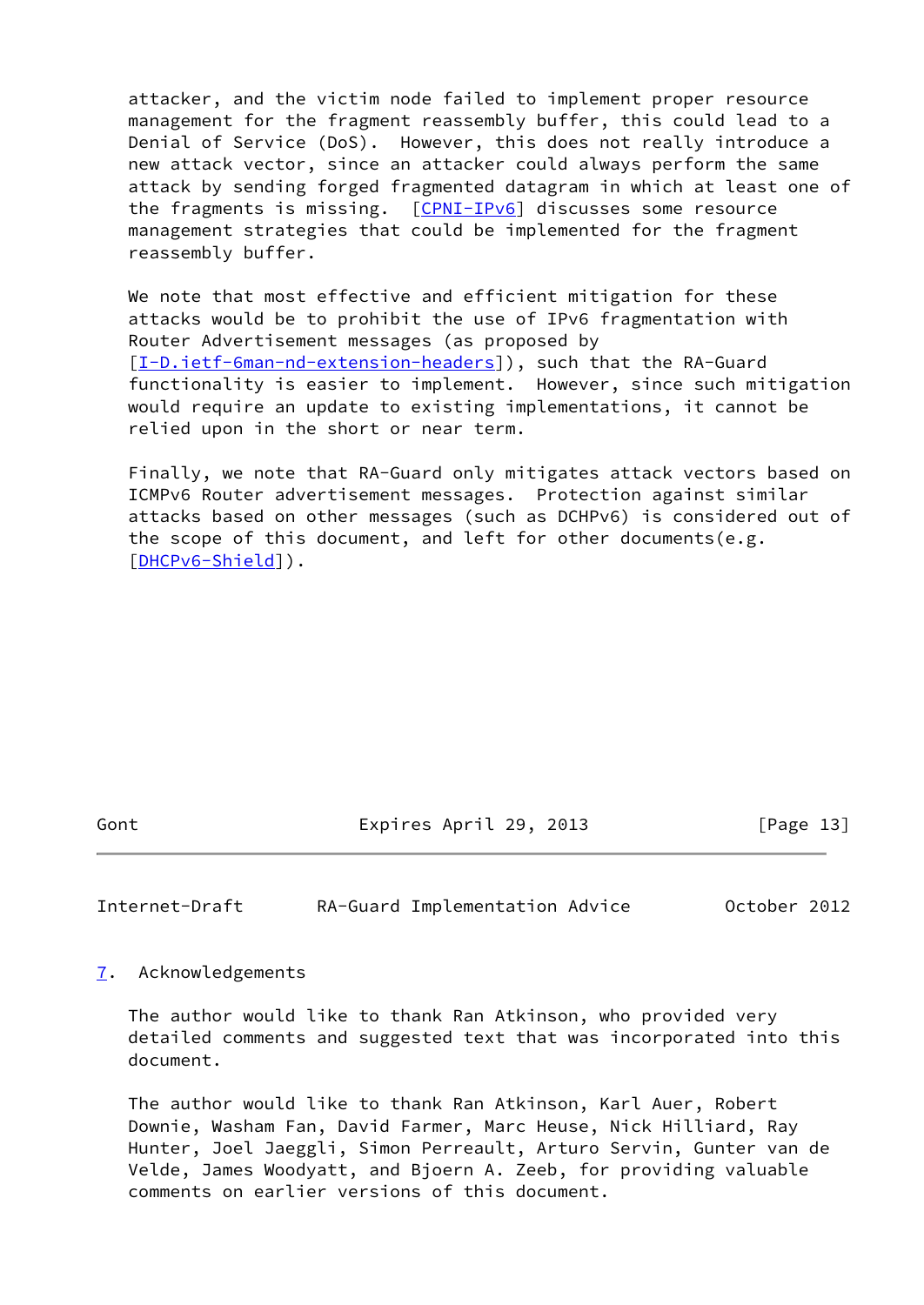attacker, and the victim node failed to implement proper resource management for the fragment reassembly buffer, this could lead to a Denial of Service (DoS). However, this does not really introduce a new attack vector, since an attacker could always perform the same attack by sending forged fragmented datagram in which at least one of the fragments is missing. [CPNI-IPv6] discusses some resource management strategies that could be implemented for the fragment reassembly buffer.

We note that most effective and efficient mitigation for these attacks would be to prohibit the use of IPv6 fragmentation with Router Advertisement messages (as proposed by [I-D.ietf-6man-nd-extension-headers]), such that the RA-Guard functionality is easier to implement. However, since such mitigation would require an update to existing implementations, it cannot be relied upon in the short or near term.

Finally, we note that RA-Guard only mitigates attack vectors based on ICMPv6 Router advertisement messages. Protection against similar attacks based on other messages (such as DCHPv6) is considered out of the scope of this document, and left for other documents(e.g. [DHCPv6-Shield]).

## 7. Acknowledgements

The author would like to thank Ran Atkinson, who provided very detailed comments and suggested text that was incorporated into this document.

The author would like to thank Ran Atkinson, Karl Auer, Robert Downie, Washam Fan, David Farmer, Marc Heuse, Nick Hilliard, Ray Hunter, Joel Jaeggli, Simon Perreault, Arturo Servin, Gunter van de Velde, James Woodyatt, and Bjoern A. Zeeb, for providing valuable comments on earlier versions of this document.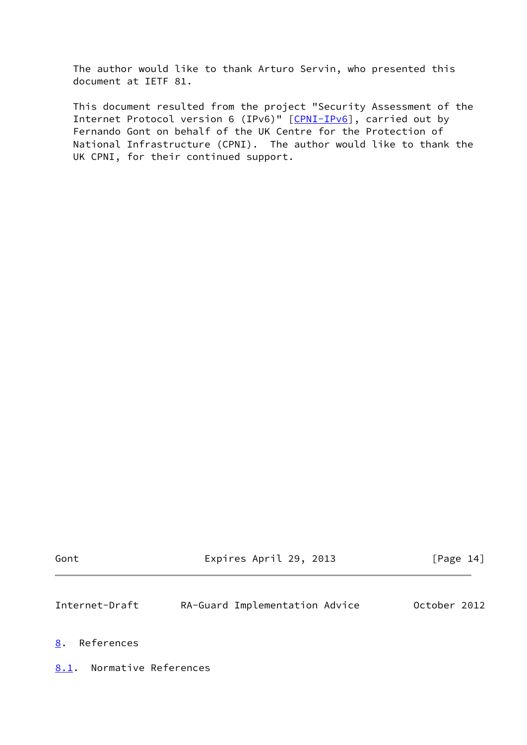The author would like to thank Arturo Servin, who presented this document at IETF 81.

This document resulted from the project "Security Assessment of the Internet Protocol version 6 (IPv6)" [CPNI-IPv6], carried out by Fernando Gont on behalf of the UK Centre for the Protection of National Infrastructure (CPNI). The author would like to thank the UK CPNI, for their continued support.

## 8. References

### 8.1. Normative References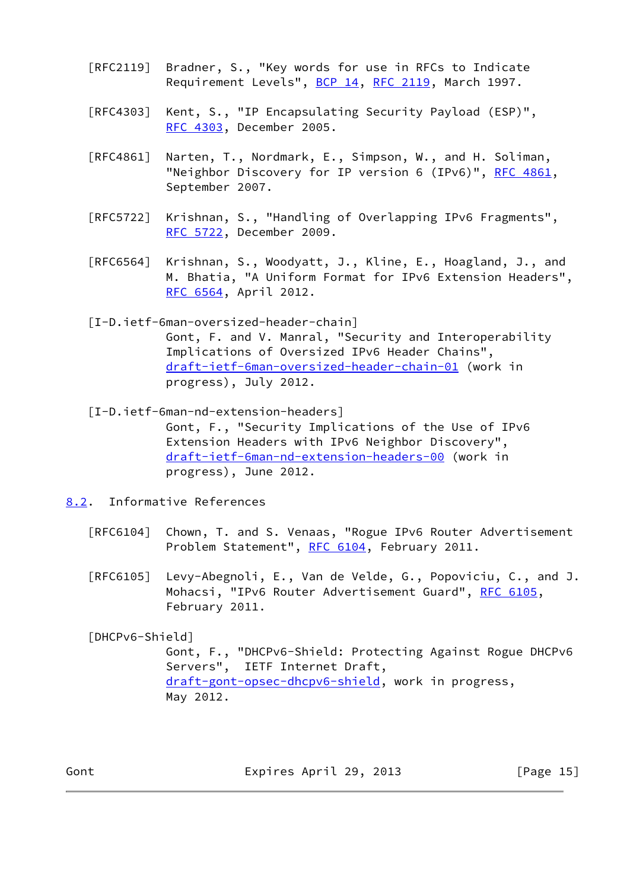[RFC2119] Bradner, S., "Key words for use in RFCs to Indicate Requirement Levels", BCP 14, RFC 2119, March 1997.

[RFC4303] Kent, S., "IP Encapsulating Security Payload (ESP)", RFC 4303, December 2005.

[RFC4861] Narten, T., Nordmark, E., Simpson, W., and H. Soliman, "Neighbor Discovery for IP version 6 (IPv6)", RFC 4861, September 2007.

[RFC5722] Krishnan, S., "Handling of Overlapping IPv6 Fragments", RFC 5722, December 2009.

[RFC6564] Krishnan, S., Woodyatt, J., Kline, E., Hoagland, J., and M. Bhatia, "A Uniform Format for IPv6 Extension Headers", RFC 6564, April 2012.

[I-D.ietf-6man-oversized-header-chain]
Gont, F. and V. Manral, "Security and Interoperability Implications of Oversized IPv6 Header Chains", draft-ietf-6man-oversized-header-chain-01 (work in progress), July 2012.

[I-D.ietf-6man-nd-extension-headers]
Gont, F., "Security Implications of the Use of IPv6 Extension Headers with IPv6 Neighbor Discovery", draft-ietf-6man-nd-extension-headers-00 (work in progress), June 2012.

## 8.2. Informative References

[RFC6104] Chown, T. and S. Venaas, "Rogue IPv6 Router Advertisement Problem Statement", RFC 6104, February 2011.

[RFC6105] Levy-Abegnoli, E., Van de Velde, G., Popoviciu, C., and J. Mohacsi, "IPv6 Router Advertisement Guard", RFC 6105, February 2011.

[DHCPv6-Shield]
Gont, F., "DHCPv6-Shield: Protecting Against Rogue DHCPv6 Servers", IETF Internet Draft, draft-gont-opsec-dhcpv6-shield, work in progress, May 2012.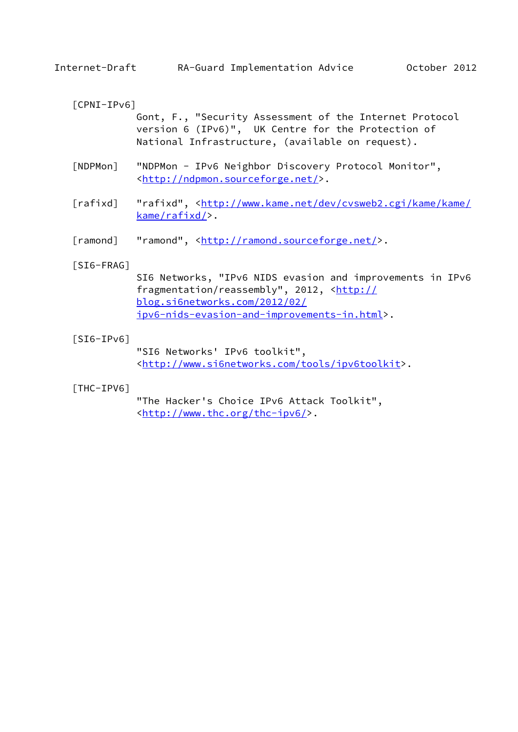[CPNI-IPv6]
Gont, F., "Security Assessment of the Internet Protocol version 6 (IPv6)", UK Centre for the Protection of National Infrastructure, (available on request).

[NDPMon] "NDPMon - IPv6 Neighbor Discovery Protocol Monitor", <http://ndpmon.sourceforge.net/>.

[rafixd] "rafixd", <http://www.kame.net/dev/cvsweb2.cgi/kame/kame/kame/rafixd/>.

[ramond] "ramond", <http://ramond.sourceforge.net/>.

[SI6-FRAG]
SI6 Networks, "IPv6 NIDS evasion and improvements in IPv6 fragmentation/reassembly", 2012, <http://blog.si6networks.com/2012/02/ipv6-nids-evasion-and-improvements-in.html>.

[SI6-IPv6]
"SI6 Networks' IPv6 toolkit", <http://www.si6networks.com/tools/ipv6toolkit>.

[THC-IPV6]
"The Hacker's Choice IPv6 Attack Toolkit", <http://www.thc.org/thc-ipv6/>.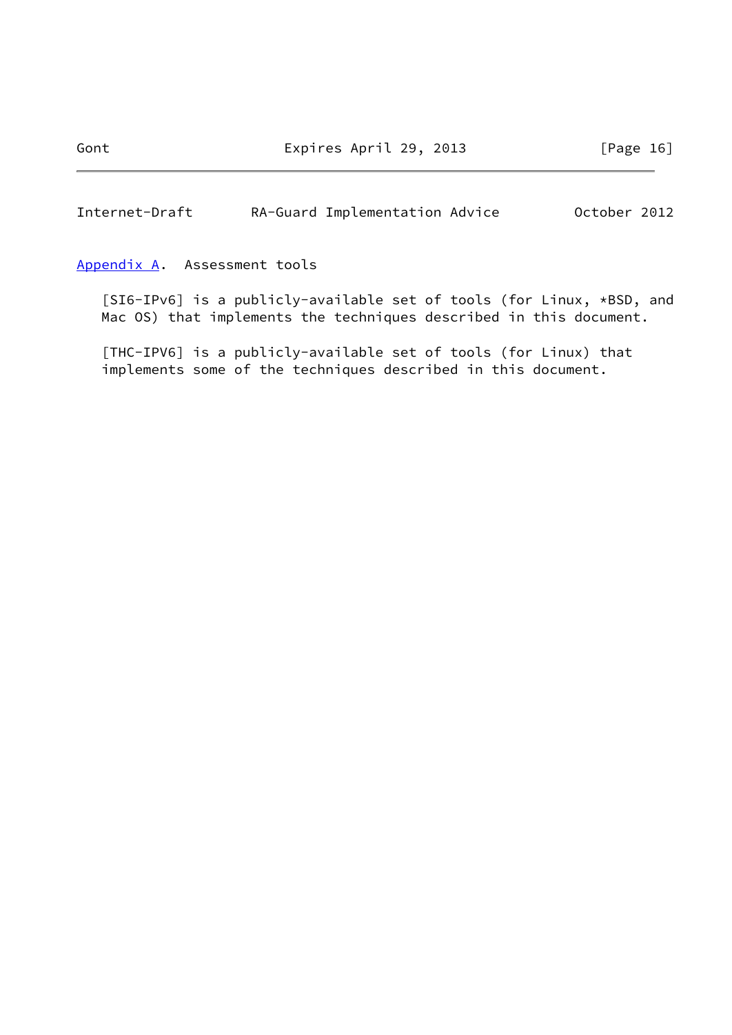## Appendix A. Assessment tools

[SI6-IPv6] is a publicly-available set of tools (for Linux, *BSD, and Mac OS) that implements the techniques described in this document.

[THC-IPV6] is a publicly-available set of tools (for Linux) that implements some of the techniques described in this document.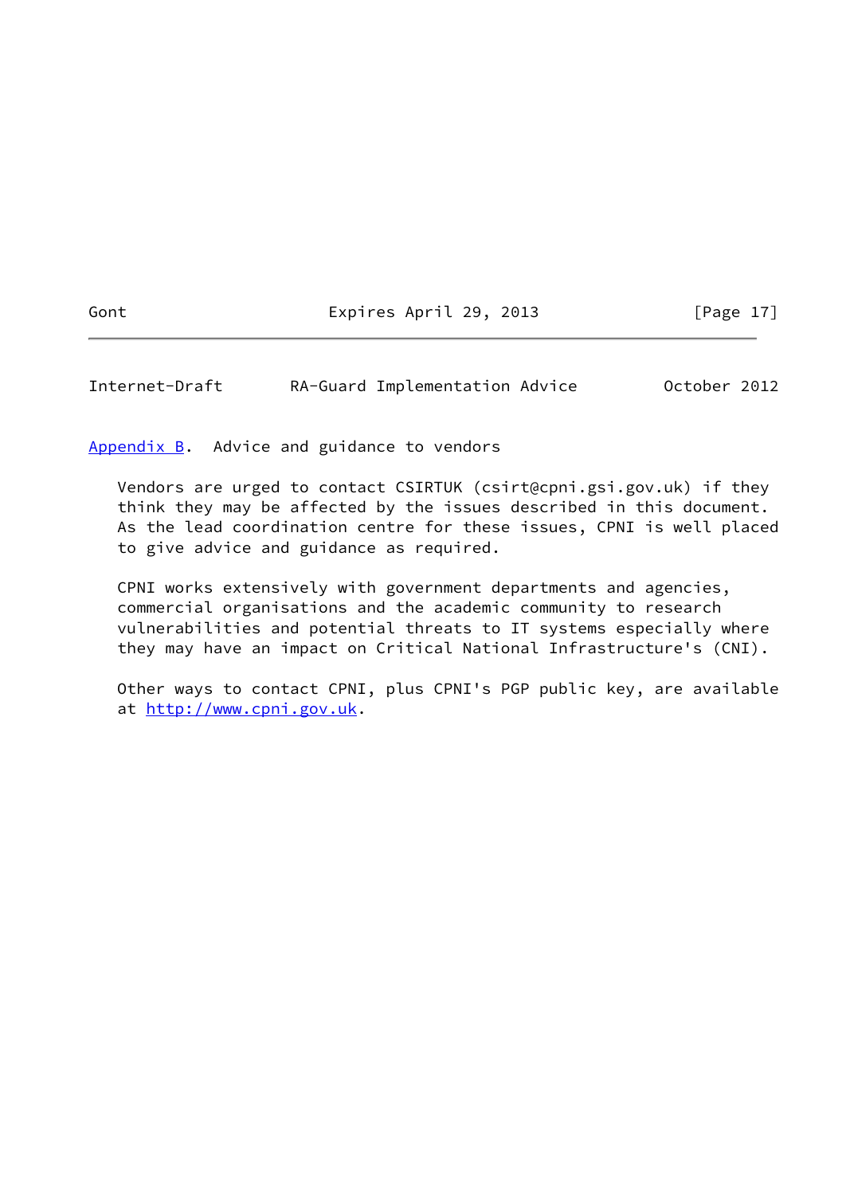## Appendix B. Advice and guidance to vendors

Vendors are urged to contact CSIRTUK (csirt@cpni.gsi.gov.uk) if they think they may be affected by the issues described in this document. As the lead coordination centre for these issues, CPNI is well placed to give advice and guidance as required.

CPNI works extensively with government departments and agencies, commercial organisations and the academic community to research vulnerabilities and potential threats to IT systems especially where they may have an impact on Critical National Infrastructure's (CNI).

Other ways to contact CPNI, plus CPNI's PGP public key, are available at http://www.cpni.gov.uk.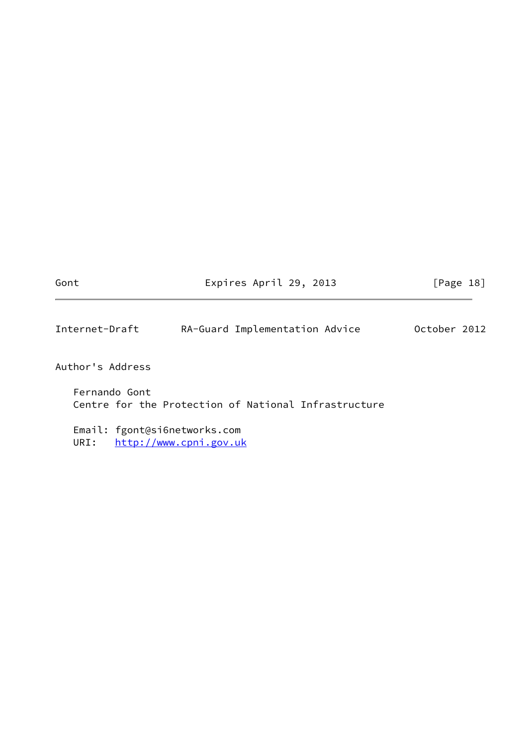## Author's Address

Fernando Gont
Centre for the Protection of National Infrastructure

Email: fgont@si6networks.com
URI: http://www.cpni.gov.uk